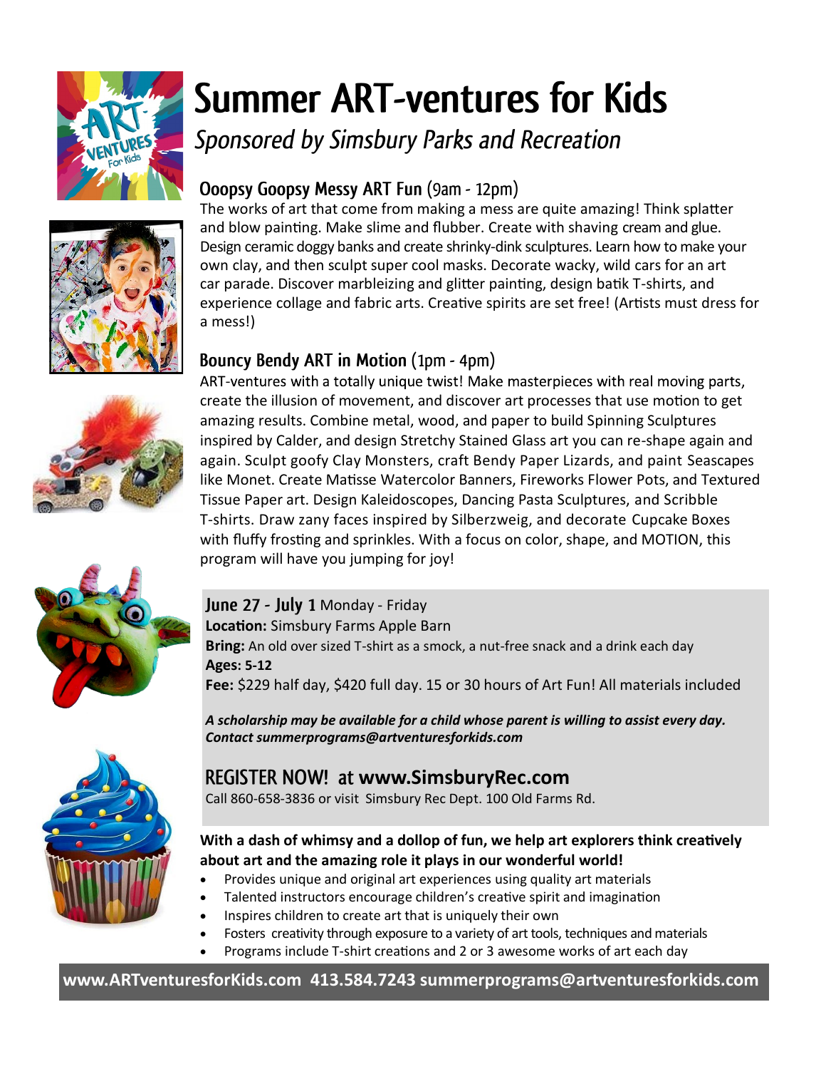# Summer ART-ventures for Kids

*Sponsored by Simsbury Parks and Recreation*

## Ooopsy Goopsy Messy ART Fun (9am - 12pm)

The works of art that come from making a mess are quite amazing! Think splatter and blow painting. Make slime and flubber. Create with shaving cream and glue. Design ceramic doggy banks and create shrinky-dink sculptures. Learn how to make your own clay, and then sculpt super cool masks. Decorate wacky, wild cars for an art car parade. Discover marbleizing and glitter painting, design batik T-shirts, and experience collage and fabric arts. Creative spirits are set free! (Artists must dress for a mess!)

## Bouncy Bendy ART in Motion (1pm - 4pm)

ART-ventures with a totally unique twist! Make masterpieces with real moving parts, create the illusion of movement, and discover art processes that use motion to get amazing results. Combine metal, wood, and paper to build Spinning Sculptures inspired by Calder, and design Stretchy Stained Glass art you can re-shape again and again. Sculpt goofy Clay Monsters, craft Bendy Paper Lizards, and paint Seascapes like Monet. Create Matisse Watercolor Banners, Fireworks Flower Pots, and Textured Tissue Paper art. Design Kaleidoscopes, Dancing Pasta Sculptures, and Scribble T-shirts. Draw zany faces inspired by Silberzweig, and decorate Cupcake Boxes with fluffy frosting and sprinkles. With a focus on color, shape, and MOTION, this program will have you jumping for joy!

**June 27 - July 1** Monday - Friday
**Location:** Simsbury Farms Apple Barn
**Bring:** An old over sized T-shirt as a smock, a nut-free snack and a drink each day
**Ages: 5-12**
**Fee:** $229 half day, $420 full day. 15 or 30 hours of Art Fun! All materials included

***A scholarship may be available for a child whose parent is willing to assist every day. Contact summerprograms@artventuresforkids.com***

## REGISTER NOW! at **www.SimsburyRec.com**

Call 860-658-3836 or visit Simsbury Rec Dept. 100 Old Farms Rd.

**With a dash of whimsy and a dollop of fun, we help art explorers think creatively about art and the amazing role it plays in our wonderful world!**

- Provides unique and original art experiences using quality art materials
- Talented instructors encourage children's creative spirit and imagination
- Inspires children to create art that is uniquely their own
- Fosters creativity through exposure to a variety of art tools, techniques and materials
- Programs include T-shirt creations and 2 or 3 awesome works of art each day

**www.ARTventuresforKids.com 413.584.7243 summerprograms@artventuresforkids.com**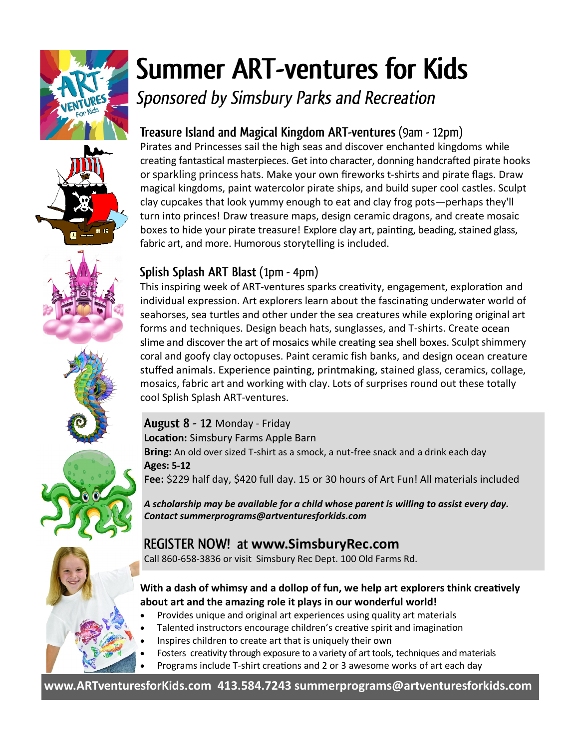# Summer ART-ventures for Kids

*Sponsored by Simsbury Parks and Recreation*

## Treasure Island and Magical Kingdom ART-ventures (9am - 12pm)

Pirates and Princesses sail the high seas and discover enchanted kingdoms while creating fantastical masterpieces. Get into character, donning handcrafted pirate hooks or sparkling princess hats. Make your own fireworks t-shirts and pirate flags. Draw magical kingdoms, paint watercolor pirate ships, and build super cool castles. Sculpt clay cupcakes that look yummy enough to eat and clay frog pots—perhaps they'll turn into princes! Draw treasure maps, design ceramic dragons, and create mosaic boxes to hide your pirate treasure! Explore clay art, painting, beading, stained glass, fabric art, and more. Humorous storytelling is included.

## Splish Splash ART Blast (1pm - 4pm)

This inspiring week of ART-ventures sparks creativity, engagement, exploration and individual expression. Art explorers learn about the fascinating underwater world of seahorses, sea turtles and other under the sea creatures while exploring original art forms and techniques. Design beach hats, sunglasses, and T-shirts. Create ocean slime and discover the art of mosaics while creating sea shell boxes. Sculpt shimmery coral and goofy clay octopuses. Paint ceramic fish banks, and design ocean creature stuffed animals. Experience painting, printmaking, stained glass, ceramics, collage, mosaics, fabric art and working with clay. Lots of surprises round out these totally cool Splish Splash ART-ventures.

**August 8 - 12** Monday - Friday
**Location:** Simsbury Farms Apple Barn
**Bring:** An old over sized T-shirt as a smock, a nut-free snack and a drink each day
**Ages: 5-12**
**Fee:** $229 half day, $420 full day. 15 or 30 hours of Art Fun! All materials included

***A scholarship may be available for a child whose parent is willing to assist every day. Contact summerprograms@artventuresforkids.com***

## REGISTER NOW! at **www.SimsburyRec.com**

Call 860-658-3836 or visit Simsbury Rec Dept. 100 Old Farms Rd.

**With a dash of whimsy and a dollop of fun, we help art explorers think creatively about art and the amazing role it plays in our wonderful world!**

- Provides unique and original art experiences using quality art materials
- Talented instructors encourage children's creative spirit and imagination
- Inspires children to create art that is uniquely their own
- Fosters creativity through exposure to a variety of art tools, techniques and materials
- Programs include T-shirt creations and 2 or 3 awesome works of art each day

**www.ARTventuresforKids.com 413.584.7243 summerprograms@artventuresforkids.com**